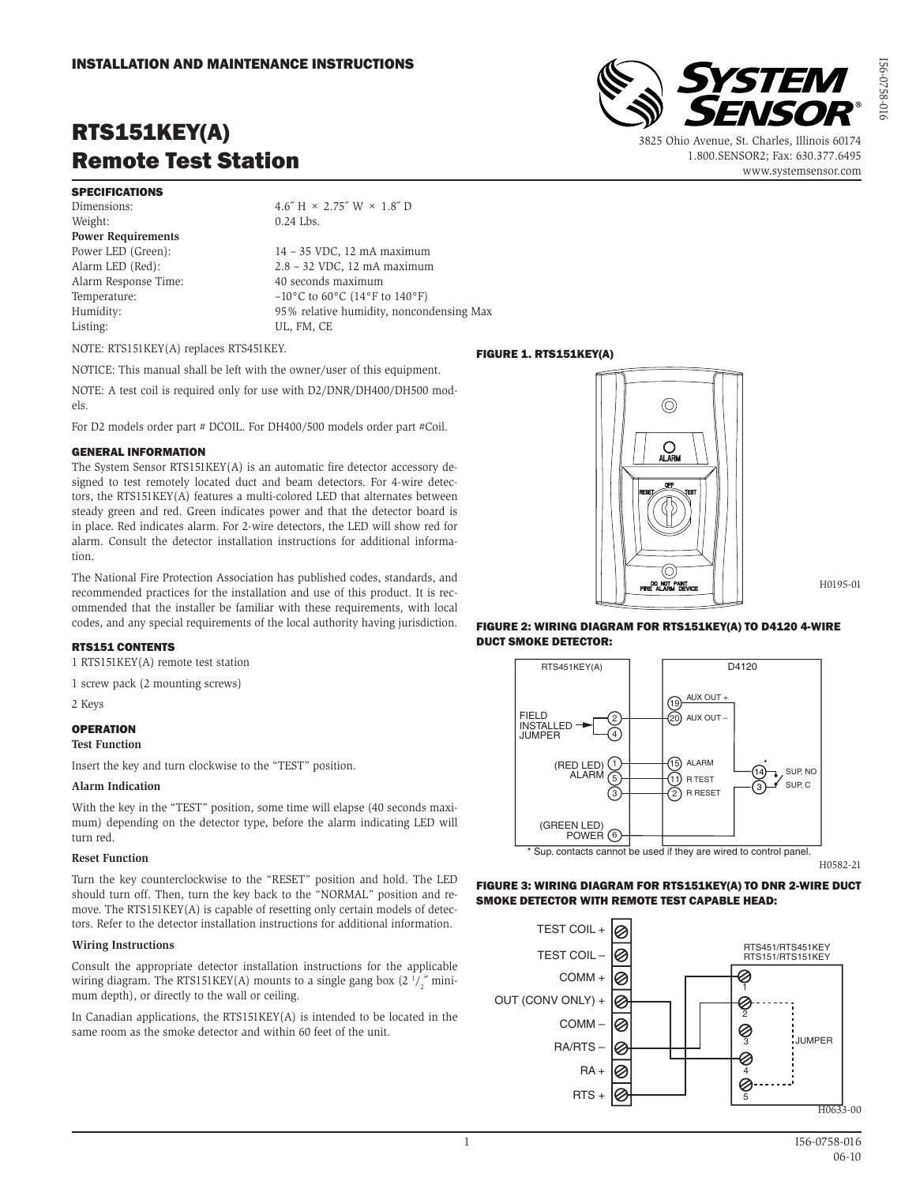INSTALLATION AND MAINTENANCE INSTRUCTIONS

# RTS151KEY(A) Remote Test Station

3825 Ohio Avenue, St. Charles, Illinois 60174
1.800.SENSOR2; Fax: 630.377.6495
www.systemsensor.com

### SPECIFICATIONS

| | |
|---|---|
| Dimensions: | 4.6″ H × 2.75″ W × 1.8″ D |
| Weight: | 0.24 Lbs. |
| **Power Requirements** | |
| Power LED (Green): | 14 – 35 VDC, 12 mA maximum |
| Alarm LED (Red): | 2.8 – 32 VDC, 12 mA maximum |
| Alarm Response Time: | 40 seconds maximum |
| Temperature: | –10°C to 60°C (14°F to 140°F) |
| Humidity: | 95% relative humidity, noncondensing Max |
| Listing: | UL, FM, CE |

NOTE: RTS151KEY(A) replaces RTS451KEY.

NOTICE: This manual shall be left with the owner/user of this equipment.

NOTE: A test coil is required only for use with D2/DNR/DH400/DH500 models.

For D2 models order part # DCOIL. For DH400/500 models order part #Coil.

### GENERAL INFORMATION

The System Sensor RTS151KEY(A) is an automatic fire detector accessory designed to test remotely located duct and beam detectors. For 4-wire detectors, the RTS151KEY(A) features a multi-colored LED that alternates between steady green and red. Green indicates power and that the detector board is in place. Red indicates alarm. For 2-wire detectors, the LED will show red for alarm. Consult the detector installation instructions for additional information.

The National Fire Protection Association has published codes, standards, and recommended practices for the installation and use of this product. It is recommended that the installer be familiar with these requirements, with local codes, and any special requirements of the local authority having jurisdiction.

### RTS151 CONTENTS

1 RTS151KEY(A) remote test station

1 screw pack (2 mounting screws)

2 Keys

### OPERATION

**Test Function**

Insert the key and turn clockwise to the "TEST" position.

**Alarm Indication**

With the key in the "TEST" position, some time will elapse (40 seconds maximum) depending on the detector type, before the alarm indicating LED will turn red.

**Reset Function**

Turn the key counterclockwise to the "RESET" position and hold. The LED should turn off. Then, turn the key back to the "NORMAL" position and remove. The RTS151KEY(A) is capable of resetting only certain models of detectors. Refer to the detector installation instructions for additional information.

**Wiring Instructions**

Consult the appropriate detector installation instructions for the applicable wiring diagram. The RTS151KEY(A) mounts to a single gang box (2 $^1/_2$″ minimum depth), or directly to the wall or ceiling.

In Canadian applications, the RTS151KEY(A) is intended to be located in the same room as the smoke detector and within 60 feet of the unit.

**FIGURE 1. RTS151KEY(A)**

H0195-01

**FIGURE 2: WIRING DIAGRAM FOR RTS151KEY(A) TO D4120 4-WIRE DUCT SMOKE DETECTOR:**

\* Sup. contacts cannot be used if they are wired to control panel.

H0582-21

**FIGURE 3: WIRING DIAGRAM FOR RTS151KEY(A) TO DNR 2-WIRE DUCT SMOKE DETECTOR WITH REMOTE TEST CAPABLE HEAD:**

H0633-00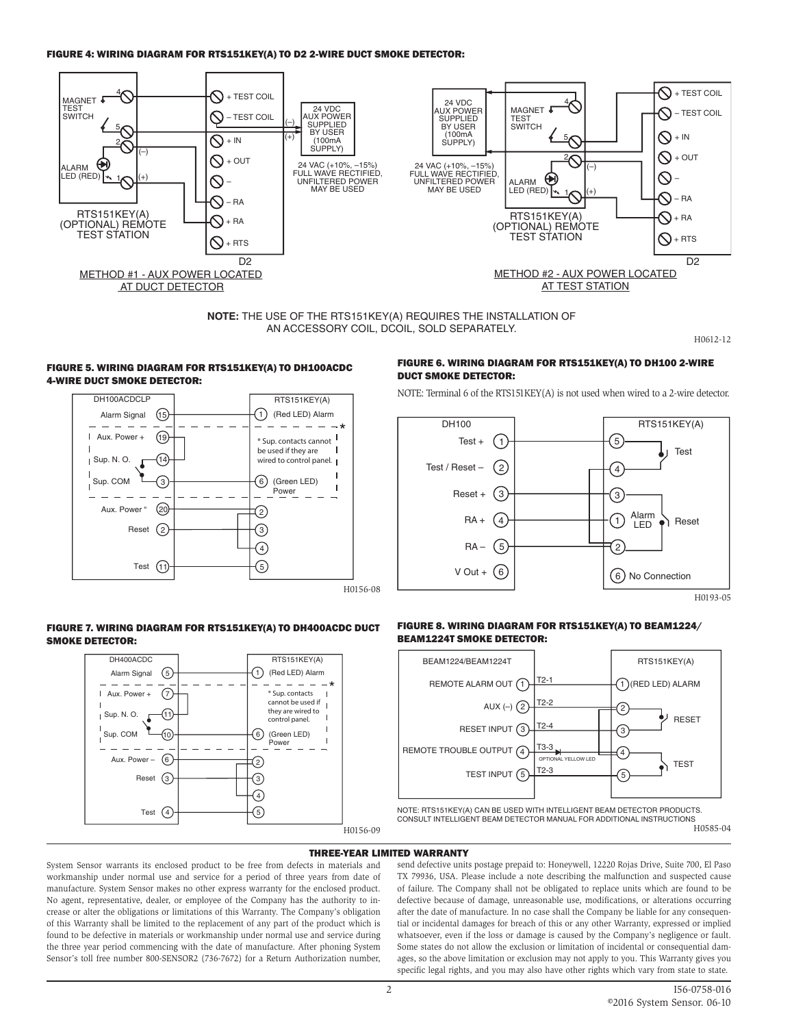### FIGURE 4: WIRING DIAGRAM FOR RTS151KEY(A) TO D2 2-WIRE DUCT SMOKE DETECTOR:

MAGNET TEST SWITCH
4
5
2
(–)
ALARM LED (RED)
1
(+)
RTS151KEY(A) (OPTIONAL) REMOTE TEST STATION

+ TEST COIL
– TEST COIL
+ IN
+ OUT
–
– RA
+ RA
+ RTS
D2

24 VDC AUX POWER SUPPLIED BY USER (100mA SUPPLY)
(–)
(+)
24 VAC (+10%, –15%) FULL WAVE RECTIFIED, UNFILTERED POWER MAY BE USED

METHOD #1 - AUX POWER LOCATED AT DUCT DETECTOR

24 VDC AUX POWER SUPPLIED BY USER (100mA SUPPLY)
24 VAC (+10%, –15%) FULL WAVE RECTIFIED, UNFILTERED POWER MAY BE USED

MAGNET TEST SWITCH
4
5
2
(–)
ALARM LED (RED)
1
(+)
RTS151KEY(A) (OPTIONAL) REMOTE TEST STATION

+ TEST COIL
– TEST COIL
+ IN
+ OUT
–
– RA
+ RA
+ RTS
D2

METHOD #2 - AUX POWER LOCATED AT TEST STATION

**NOTE:** THE USE OF THE RTS151KEY(A) REQUIRES THE INSTALLATION OF AN ACCESSORY COIL, DCOIL, SOLD SEPARATELY.

H0612-12

### FIGURE 5. WIRING DIAGRAM FOR RTS151KEY(A) TO DH100ACDC 4-WIRE DUCT SMOKE DETECTOR:

DH100ACDCLP
Alarm Signal 15
Aux. Power + 19
Sup. N. O. 14
Sup. COM 3
Aux. Power " 20
Reset 2
Test 11

RTS151KEY(A)
1 (Red LED) Alarm
\* Sup. contacts cannot be used if they are wired to control panel.
6 (Green LED) Power
2
3
4
5

H0156-08

### FIGURE 6. WIRING DIAGRAM FOR RTS151KEY(A) TO DH100 2-WIRE DUCT SMOKE DETECTOR:

NOTE: Terminal 6 of the RTS151KEY(A) is not used when wired to a 2-wire detector.

DH100
Test + 1
Test / Reset – 2
Reset + 3
RA + 4
RA – 5
V Out + 6

RTS151KEY(A)
5
Test
4
3
1 Alarm LED
Reset
2
6 No Connection

H0193-05

### FIGURE 7. WIRING DIAGRAM FOR RTS151KEY(A) TO DH400ACDC DUCT SMOKE DETECTOR:

DH400ACDC
Alarm Signal 5
Aux. Power + 7
Sup. N.O. 11
Sup. COM 10
Aux. Power – 6
Reset 3
Test 4

RTS151KEY(A)
1 (Red LED) Alarm
\* Sup. contacts cannot be used if they are wired to control panel.
6 (Green LED) Power
2
3
4
5

H0156-09

### FIGURE 8. WIRING DIAGRAM FOR RTS151KEY(A) TO BEAM1224/ BEAM1224T SMOKE DETECTOR:

BEAM1224/BEAM1224T
REMOTE ALARM OUT 1
AUX (–) 2
RESET INPUT 3
REMOTE TROUBLE OUTPUT 4
TEST INPUT 5

T2-1
T2-2
T2-4
T3-3
OPTIONAL YELLOW LED
T2-3

RTS151KEY(A)
1 (RED LED) ALARM
2
RESET
3
4
TEST
5

NOTE: RTS151KEY(A) CAN BE USED WITH INTELLIGENT BEAM DETECTOR PRODUCTS. CONSULT INTELLIGENT BEAM DETECTOR MANUAL FOR ADDITIONAL INSTRUCTIONS

H0585-04

## THREE-YEAR LIMITED WARRANTY

System Sensor warrants its enclosed product to be free from defects in materials and workmanship under normal use and service for a period of three years from date of manufacture. System Sensor makes no other express warranty for the enclosed product. No agent, representative, dealer, or employee of the Company has the authority to increase or alter the obligations or limitations of this Warranty. The Company's obligation of this Warranty shall be limited to the replacement of any part of the product which is found to be defective in materials or workmanship under normal use and service during the three year period commencing with the date of manufacture. After phoning System Sensor's toll free number 800-SENSOR2 (736-7672) for a Return Authorization number, send defective units postage prepaid to: Honeywell, 12220 Rojas Drive, Suite 700, El Paso TX 79936, USA. Please include a note describing the malfunction and suspected cause of failure. The Company shall not be obligated to replace units which are found to be defective because of damage, unreasonable use, modifications, or alterations occurring after the date of manufacture. In no case shall the Company be liable for any consequential or incidental damages for breach of this or any other Warranty, expressed or implied whatsoever, even if the loss or damage is caused by the Company's negligence or fault. Some states do not allow the exclusion or limitation of incidental or consequential damages, so the above limitation or exclusion may not apply to you. This Warranty gives you specific legal rights, and you may also have other rights which vary from state to state.

I56-0758-016
©2016 System Sensor. 06-10